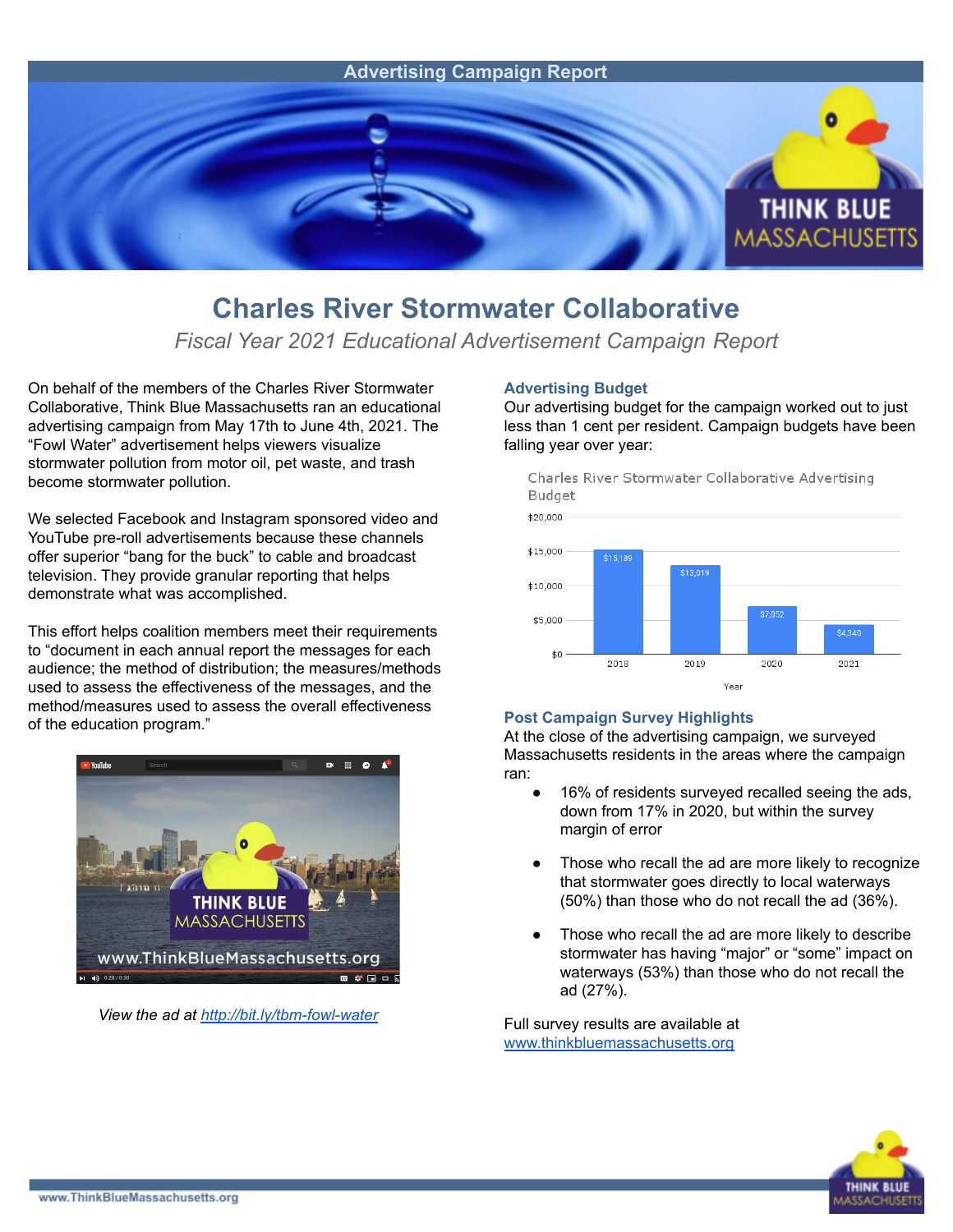Advertising Campaign Report

# Charles River Stormwater Collaborative

*Fiscal Year 2021 Educational Advertisement Campaign Report*

On behalf of the members of the Charles River Stormwater Collaborative, Think Blue Massachusetts ran an educational advertising campaign from May 17th to June 4th, 2021. The "Fowl Water" advertisement helps viewers visualize stormwater pollution from motor oil, pet waste, and trash become stormwater pollution.

We selected Facebook and Instagram sponsored video and YouTube pre-roll advertisements because these channels offer superior "bang for the buck" to cable and broadcast television. They provide granular reporting that helps demonstrate what was accomplished.

This effort helps coalition members meet their requirements to "document in each annual report the messages for each audience; the method of distribution; the measures/methods used to assess the effectiveness of the messages, and the method/measures used to assess the overall effectiveness of the education program."

*View the ad at [http://bit.ly/tbm-fowl-water](http://bit.ly/tbm-fowl-water)*

### Advertising Budget

Our advertising budget for the campaign worked out to just less than 1 cent per resident. Campaign budgets have been falling year over year:

Charles River Stormwater Collaborative Advertising Budget

| Year | Budget |
|---|---|
| 2018 | $15,189 |
| 2019 | $13,019 |
| 2020 | $7,052 |
| 2021 | $4,340 |

### Post Campaign Survey Highlights

At the close of the advertising campaign, we surveyed Massachusetts residents in the areas where the campaign ran:

- 16% of residents surveyed recalled seeing the ads, down from 17% in 2020, but within the survey margin of error
- Those who recall the ad are more likely to recognize that stormwater goes directly to local waterways (50%) than those who do not recall the ad (36%).
- Those who recall the ad are more likely to describe stormwater has having "major" or "some" impact on waterways (53%) than those who do not recall the ad (27%).

Full survey results are available at [www.thinkbluemassachusetts.org](http://www.thinkbluemassachusetts.org)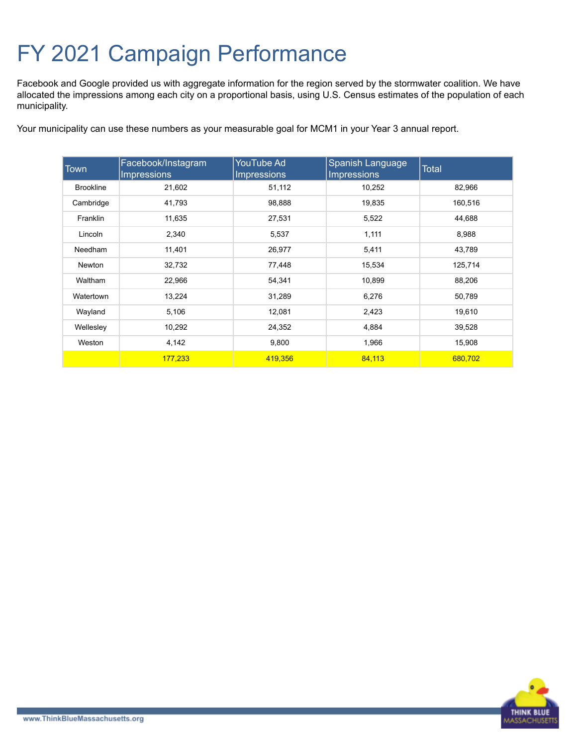# FY 2021 Campaign Performance

Facebook and Google provided us with aggregate information for the region served by the stormwater coalition. We have allocated the impressions among each city on a proportional basis, using U.S. Census estimates of the population of each municipality.

Your municipality can use these numbers as your measurable goal for MCM1 in your Year 3 annual report.

| Town | Facebook/Instagram Impressions | YouTube Ad Impressions | Spanish Language Impressions | Total |
|---|---|---|---|---|
| Brookline | 21,602 | 51,112 | 10,252 | 82,966 |
| Cambridge | 41,793 | 98,888 | 19,835 | 160,516 |
| Franklin | 11,635 | 27,531 | 5,522 | 44,688 |
| Lincoln | 2,340 | 5,537 | 1,111 | 8,988 |
| Needham | 11,401 | 26,977 | 5,411 | 43,789 |
| Newton | 32,732 | 77,448 | 15,534 | 125,714 |
| Waltham | 22,966 | 54,341 | 10,899 | 88,206 |
| Watertown | 13,224 | 31,289 | 6,276 | 50,789 |
| Wayland | 5,106 | 12,081 | 2,423 | 19,610 |
| Wellesley | 10,292 | 24,352 | 4,884 | 39,528 |
| Weston | 4,142 | 9,800 | 1,966 | 15,908 |
| | 177,233 | 419,356 | 84,113 | 680,702 |

www.ThinkBlueMassachusetts.org